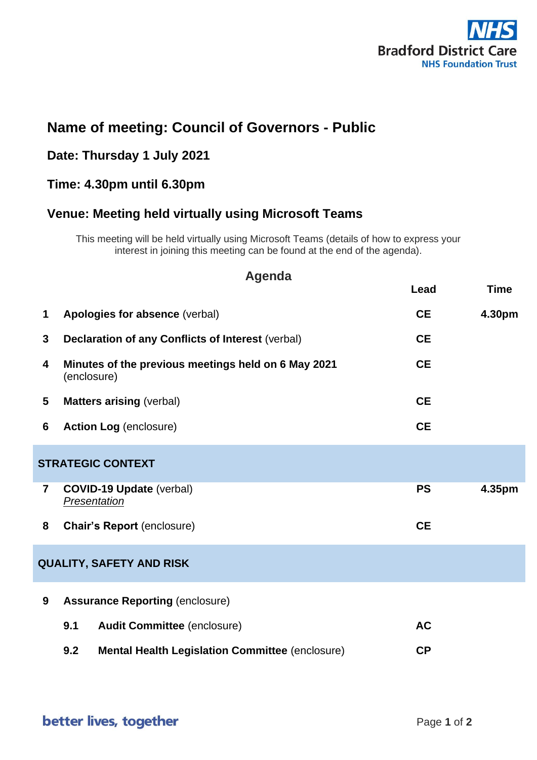# Name of meeting: Council of Governors - Public

## Date: Thursday 1 July 2021

## Time: 4.30pm until 6.30pm

## Venue: Meeting held virtually using Microsoft Teams

This meeting will be held virtually using Microsoft Teams (details of how to express your interest in joining this meeting can be found at the end of the agenda).

## Agenda

| | | Lead | Time |
|---|---|---|---|
| **1** | **Apologies for absence** (verbal) | **CE** | **4.30pm** |
| **3** | **Declaration of any Conflicts of Interest** (verbal) | **CE** | |
| **4** | **Minutes of the previous meetings held on 6 May 2021** (enclosure) | **CE** | |
| **5** | **Matters arising** (verbal) | **CE** | |
| **6** | **Action Log** (enclosure) | **CE** | |
| | **STRATEGIC CONTEXT** | | |
| **7** | **COVID-19 Update** (verbal) *Presentation* | **PS** | **4.35pm** |
| **8** | **Chair's Report** (enclosure) | **CE** | |
| | **QUALITY, SAFETY AND RISK** | | |
| **9** | **Assurance Reporting** (enclosure) | | |
| | **9.1 Audit Committee** (enclosure) | **AC** | |
| | **9.2 Mental Health Legislation Committee** (enclosure) | **CP** | |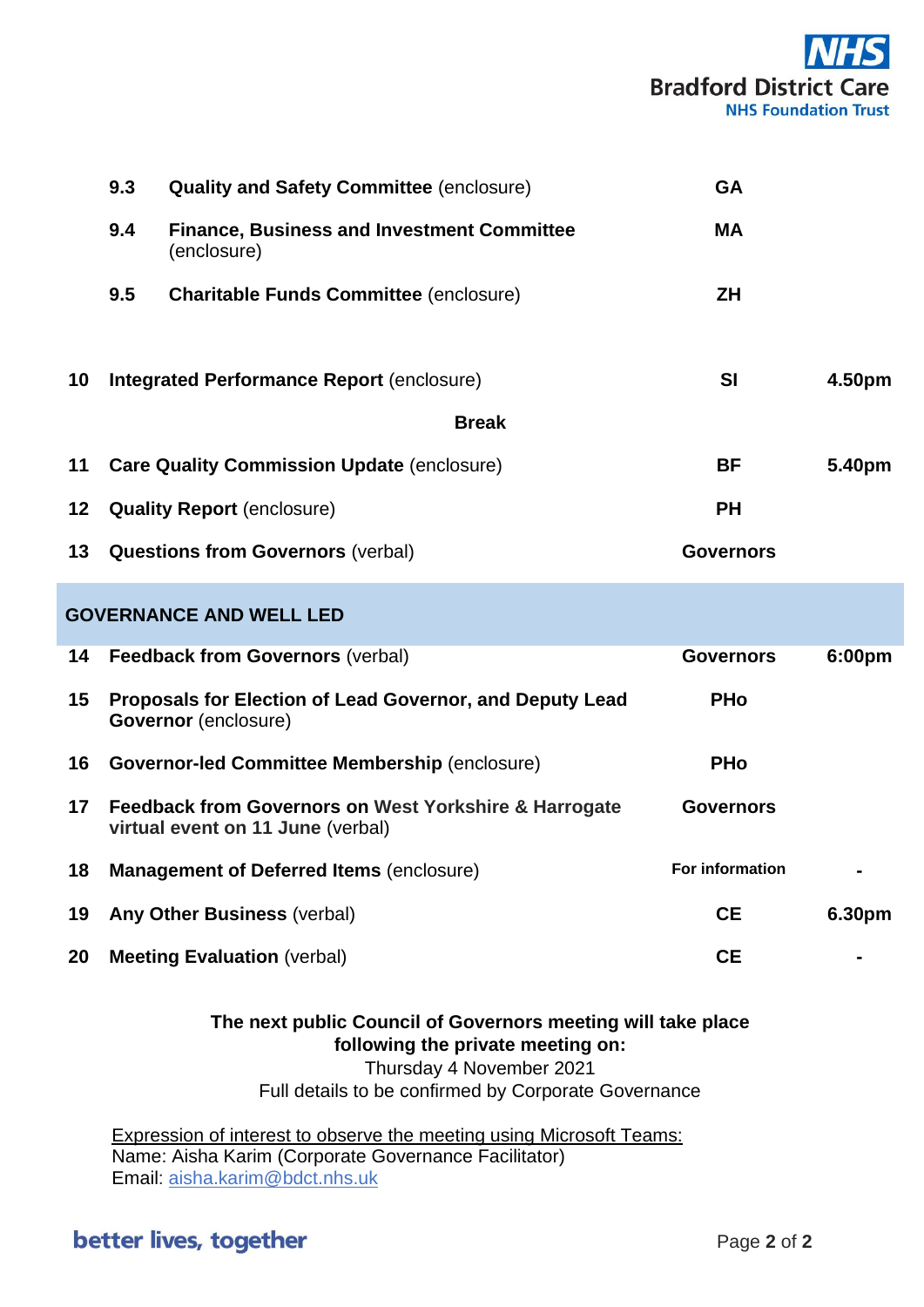| | | | |
|---|---|---|---|
| 9.3 | **Quality and Safety Committee** (enclosure) | **GA** | |
| 9.4 | **Finance, Business and Investment Committee** (enclosure) | **MA** | |
| 9.5 | **Charitable Funds Committee** (enclosure) | **ZH** | |
| 10 | **Integrated Performance Report** (enclosure) | **SI** | **4.50pm** |
| | **Break** | | |
| 11 | **Care Quality Commission Update** (enclosure) | **BF** | **5.40pm** |
| 12 | **Quality Report** (enclosure) | **PH** | |
| 13 | **Questions from Governors** (verbal) | **Governors** | |
| **GOVERNANCE AND WELL LED** | | | |
| 14 | **Feedback from Governors** (verbal) | **Governors** | **6:00pm** |
| 15 | **Proposals for Election of Lead Governor, and Deputy Lead Governor** (enclosure) | **PHo** | |
| 16 | **Governor-led Committee Membership** (enclosure) | **PHo** | |
| 17 | **Feedback from Governors on West Yorkshire & Harrogate virtual event on 11 June** (verbal) | **Governors** | |
| 18 | **Management of Deferred Items** (enclosure) | **For information** | **-** |
| 19 | **Any Other Business** (verbal) | **CE** | **6.30pm** |
| 20 | **Meeting Evaluation** (verbal) | **CE** | **-** |

**The next public Council of Governors meeting will take place following the private meeting on:**
Thursday 4 November 2021
Full details to be confirmed by Corporate Governance

Expression of interest to observe the meeting using Microsoft Teams:
Name: Aisha Karim (Corporate Governance Facilitator)
Email: aisha.karim@bdct.nhs.uk

better lives, together